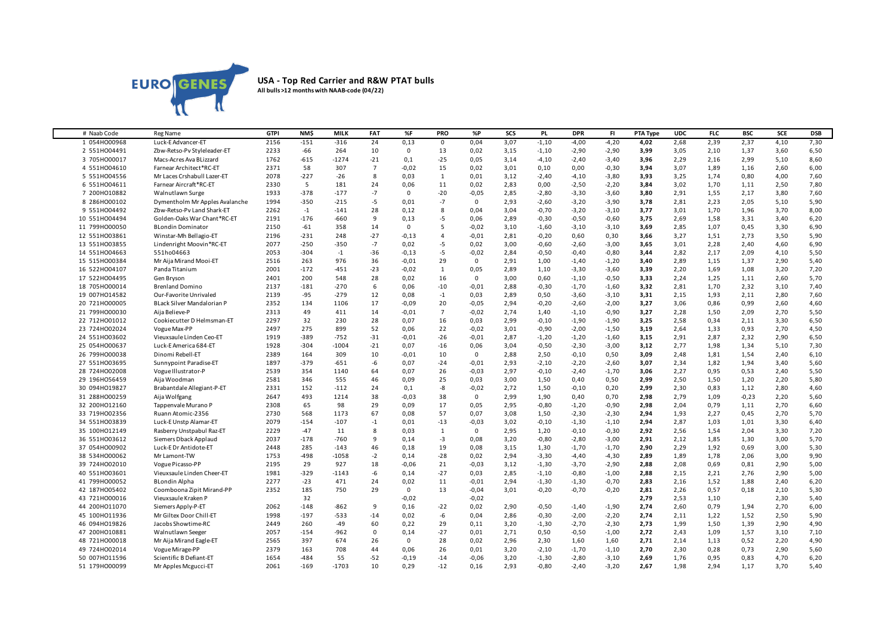# USA - Top Red Carrier and R&W PTAT bulls

**All bulls >12 months with NAAB-code (04/22)**

| # | Naab Code | Reg Name | GTPI | NM$ | MILK | FAT | %F | PRO | %P | SCS | PL | DPR | FI | PTA Type | UDC | FLC | BSC | SCE | DSB |
|---|---|---|---|---|---|---|---|---|---|---|---|---|---|---|---|---|---|---|---|
| 1 | 054HO00968 | Luck-E Advancer-ET | 2156 | -151 | -316 | 24 | 0,13 | 0 | 0,04 | 3,07 | -1,10 | -4,00 | -4,20 | **4,02** | 2,68 | 2,39 | 2,37 | 4,10 | 7,30 |
| 2 | 551HO04491 | Zbw-Retso-Pv Styleleader-ET | 2233 | -66 | 264 | 10 | 0 | 13 | 0,02 | 3,15 | -1,10 | -2,90 | -2,90 | **3,99** | 3,05 | 2,10 | 1,37 | 3,60 | 6,50 |
| 3 | 705HO00017 | Macs-Acres Ava BLizzard | 1762 | -615 | -1274 | -21 | 0,1 | -25 | 0,05 | 3,14 | -4,10 | -2,40 | -3,40 | **3,96** | 2,29 | 2,16 | 2,99 | 5,10 | 8,60 |
| 4 | 551HO04610 | Farnear Architect*RC-ET | 2371 | 58 | 307 | 7 | -0,02 | 15 | 0,02 | 3,01 | 0,10 | 0,00 | -0,30 | **3,94** | 3,07 | 1,89 | 1,16 | 2,60 | 6,00 |
| 5 | 551HO04556 | Mr Laces Crshabull Lazer-ET | 2078 | -227 | -26 | 8 | 0,03 | 1 | 0,01 | 3,12 | -2,40 | -4,10 | -3,80 | **3,93** | 3,25 | 1,74 | 0,80 | 4,00 | 7,60 |
| 6 | 551HO04611 | Farnear Aircraft*RC-ET | 2330 | 5 | 181 | 24 | 0,06 | 11 | 0,02 | 2,83 | 0,00 | -2,50 | -2,20 | **3,84** | 3,02 | 1,70 | 1,11 | 2,50 | 7,80 |
| 7 | 200HO10882 | Walnutlawn Surge | 1933 | -378 | -177 | -7 | 0 | -20 | -0,05 | 2,85 | -2,80 | -3,30 | -3,60 | **3,80** | 2,91 | 1,55 | 2,17 | 3,80 | 7,60 |
| 8 | 286HO00102 | Dymentholm Mr Apples Avalanche | 1994 | -350 | -215 | -5 | 0,01 | -7 | 0 | 2,93 | -2,60 | -3,20 | -3,90 | **3,78** | 2,81 | 2,23 | 2,05 | 5,10 | 5,90 |
| 9 | 551HO04492 | Zbw-Retso-Pv Land Shark-ET | 2262 | -1 | -141 | 28 | 0,12 | 8 | 0,04 | 3,04 | -0,70 | -3,20 | -3,10 | **3,77** | 3,01 | 1,70 | 1,96 | 3,70 | 8,00 |
| 10 | 551HO04494 | Golden-Oaks War Chant*RC-ET | 2191 | -176 | -660 | 9 | 0,13 | -5 | 0,06 | 2,89 | -0,30 | -0,50 | -0,60 | **3,75** | 2,69 | 1,58 | 3,31 | 3,40 | 6,20 |
| 11 | 799HO00050 | BLondin Dominator | 2150 | -61 | 358 | 14 | 0 | 5 | -0,02 | 3,10 | -1,60 | -3,10 | -3,10 | **3,69** | 2,85 | 1,07 | 0,45 | 3,30 | 6,90 |
| 12 | 551HO03861 | Winstar-Mh Bellagio-ET | 2196 | -231 | 248 | -27 | -0,13 | 4 | -0,01 | 2,81 | -0,20 | 0,60 | 0,30 | **3,66** | 3,27 | 1,51 | 2,73 | 3,50 | 5,90 |
| 13 | 551HO03855 | Lindenright Moovin*RC-ET | 2077 | -250 | -350 | -7 | 0,02 | -5 | 0,02 | 3,00 | -0,60 | -2,60 | -3,00 | **3,65** | 3,01 | 2,28 | 2,40 | 4,60 | 6,90 |
| 14 | 551HO04663 | 551ho04663 | 2053 | -304 | -1 | -36 | -0,13 | -5 | -0,02 | 2,84 | -0,50 | -0,40 | -0,80 | **3,44** | 2,82 | 2,17 | 2,09 | 4,10 | 5,50 |
| 15 | 515HO00384 | Mr Aija Mirand Mooi-ET | 2516 | 263 | 976 | 36 | -0,01 | 29 | 0 | 2,91 | 1,00 | -1,40 | -1,20 | **3,40** | 2,89 | 1,15 | 1,37 | 2,90 | 5,40 |
| 16 | 522HO04107 | Panda Titanium | 2001 | -172 | -451 | -23 | -0,02 | 1 | 0,05 | 2,89 | 1,10 | -3,30 | -3,60 | **3,39** | 2,20 | 1,69 | 1,08 | 3,20 | 7,20 |
| 17 | 522HO04495 | Gen Bryson | 2401 | 200 | 548 | 28 | 0,02 | 16 | 0 | 3,00 | 0,60 | -1,10 | -0,50 | **3,33** | 2,24 | 1,25 | 1,11 | 2,60 | 5,70 |
| 18 | 705HO00014 | Brenland Domino | 2137 | -181 | -270 | 6 | 0,06 | -10 | -0,01 | 2,88 | -0,30 | -1,70 | -1,60 | **3,32** | 2,81 | 1,70 | 2,32 | 3,10 | 7,40 |
| 19 | 007HO14582 | Our-Favorite Unrivaled | 2139 | -95 | -279 | 12 | 0,08 | -1 | 0,03 | 2,89 | 0,50 | -3,60 | -3,10 | **3,31** | 2,15 | 1,93 | 2,11 | 2,80 | 7,60 |
| 20 | 721HO00005 | BLack Silver Mandalorian P | 2352 | 134 | 1106 | 17 | -0,09 | 20 | -0,05 | 2,94 | -0,20 | -2,60 | -2,00 | **3,27** | 3,06 | 0,86 | 0,99 | 2,60 | 4,60 |
| 21 | 799HO00030 | Aija Believe-P | 2313 | 49 | 411 | 14 | -0,01 | 7 | -0,02 | 2,74 | 1,40 | -1,10 | -0,90 | **3,27** | 2,28 | 1,50 | 2,09 | 2,70 | 5,50 |
| 22 | 724HO01012 | Cookiecutter D Helmsman-ET | 2297 | 32 | 230 | 28 | 0,07 | 16 | 0,03 | 2,99 | -0,10 | -1,90 | -1,90 | **3,25** | 2,58 | 0,34 | 2,11 | 3,30 | 6,50 |
| 23 | 724HO02024 | Vogue Max-PP | 2497 | 275 | 899 | 52 | 0,06 | 22 | -0,02 | 3,01 | -0,90 | -2,00 | -1,50 | **3,19** | 2,64 | 1,33 | 0,93 | 2,70 | 4,50 |
| 24 | 551HO03602 | Vieuxsaule Linden Ceo-ET | 1919 | -389 | -752 | -31 | -0,01 | -26 | -0,01 | 2,87 | -1,20 | -1,20 | -1,60 | **3,15** | 2,91 | 2,87 | 2,32 | 2,90 | 6,50 |
| 25 | 054HO00637 | Luck-E America 684-ET | 1928 | -304 | -1004 | -21 | 0,07 | -16 | 0,06 | 3,04 | -0,50 | -2,30 | -3,00 | **3,12** | 2,77 | 1,98 | 1,34 | 5,10 | 7,30 |
| 26 | 799HO00038 | Dinomi Rebell-ET | 2389 | 164 | 309 | 10 | -0,01 | 10 | 0 | 2,88 | 2,50 | -0,10 | 0,50 | **3,09** | 2,48 | 1,81 | 1,54 | 2,40 | 6,10 |
| 27 | 551HO03695 | Sunnypoint Paradise-ET | 1897 | -379 | -651 | -6 | 0,07 | -24 | -0,01 | 2,93 | -2,10 | -2,20 | -2,60 | **3,07** | 2,34 | 1,82 | 1,94 | 3,40 | 5,60 |
| 28 | 724HO02008 | Vogue Illustrator-P | 2539 | 354 | 1140 | 64 | 0,07 | 26 | -0,03 | 2,97 | -0,10 | -2,40 | -1,70 | **3,06** | 2,27 | 0,95 | 0,53 | 2,40 | 5,50 |
| 29 | 196HO56459 | Aija Woodman | 2581 | 346 | 555 | 46 | 0,09 | 25 | 0,03 | 3,00 | 1,50 | 0,40 | 0,50 | **2,99** | 2,50 | 1,50 | 1,20 | 2,20 | 5,80 |
| 30 | 094HO19827 | Brabantdale Allegiant-P-ET | 2331 | 152 | -112 | 24 | 0,1 | -8 | -0,02 | 2,72 | 1,50 | -0,10 | 0,20 | **2,99** | 2,30 | 0,83 | 1,12 | 2,80 | 4,60 |
| 31 | 288HO00259 | Aija Wolfgang | 2647 | 493 | 1214 | 38 | -0,03 | 38 | 0 | 2,99 | 1,90 | 0,40 | 0,70 | **2,98** | 2,79 | 1,09 | -0,23 | 2,20 | 5,60 |
| 32 | 200HO12160 | Tappenvale Murano P | 2308 | 65 | 98 | 29 | 0,09 | 17 | 0,05 | 2,95 | -0,80 | -1,20 | -0,90 | **2,98** | 2,04 | 0,79 | 1,11 | 2,70 | 6,60 |
| 33 | 719HO02356 | Ruann Atomic-2356 | 2730 | 568 | 1173 | 67 | 0,08 | 57 | 0,07 | 3,08 | 1,50 | -2,30 | -2,30 | **2,94** | 1,93 | 2,27 | 0,45 | 2,70 | 5,70 |
| 34 | 551HO03839 | Luck-E Unstp Alamar-ET | 2079 | -154 | -107 | -1 | 0,01 | -13 | -0,03 | 3,02 | -0,10 | -1,30 | -1,10 | **2,94** | 2,87 | 1,03 | 1,01 | 3,30 | 6,40 |
| 35 | 100HO12149 | Rasberry Unstpabul Raz-ET | 2229 | -47 | 11 | 8 | 0,03 | 1 | 0 | 2,95 | 1,20 | -0,10 | -0,30 | **2,92** | 2,56 | 1,54 | 2,04 | 3,30 | 7,20 |
| 36 | 551HO03612 | Siemers Dback Applaud | 2037 | -178 | -760 | 9 | 0,14 | -3 | 0,08 | 3,20 | -0,80 | -2,80 | -3,00 | **2,91** | 2,12 | 1,85 | 1,30 | 3,00 | 5,70 |
| 37 | 054HO00902 | Luck-E Dr Antidote-ET | 2448 | 285 | -143 | 46 | 0,18 | 19 | 0,08 | 3,15 | 1,30 | -1,70 | -1,70 | **2,90** | 2,29 | 1,92 | 0,69 | 3,00 | 5,30 |
| 38 | 534HO00062 | Mr Lamont-TW | 1753 | -498 | -1058 | -2 | 0,14 | -28 | 0,02 | 2,94 | -3,30 | -4,40 | -4,30 | **2,89** | 1,89 | 1,78 | 2,06 | 3,00 | 9,90 |
| 39 | 724HO02010 | Vogue Picasso-PP | 2195 | 29 | 927 | 18 | -0,06 | 21 | -0,03 | 3,12 | -1,30 | -3,70 | -2,90 | **2,88** | 2,08 | 0,69 | 0,81 | 2,90 | 5,00 |
| 40 | 551HO03601 | Vieuxsaule Linden Cheer-ET | 1981 | -329 | -1143 | -6 | 0,14 | -27 | 0,03 | 2,85 | -1,10 | -0,80 | -1,00 | **2,88** | 2,15 | 2,21 | 2,76 | 2,90 | 5,00 |
| 41 | 799HO00052 | BLondin Alpha | 2277 | -23 | 471 | 24 | 0,02 | 11 | -0,01 | 2,94 | -1,30 | -1,30 | -0,70 | **2,83** | 2,16 | 1,52 | 1,88 | 2,40 | 6,20 |
| 42 | 187HO05402 | Coomboona Zipit Mirand-PP | 2352 | 185 | 750 | 29 | 0 | 13 | -0,04 | 3,01 | -0,20 | -0,70 | -0,20 | **2,81** | 2,26 | 0,57 | 0,18 | 2,10 | 5,30 |
| 43 | 721HO00016 | Vieuxsaule Kraken P |  | 32 |  |  | -0,02 |  | -0,02 |  |  |  |  | **2,79** | 2,53 | 1,10 |  | 2,30 | 5,40 |
| 44 | 200HO11070 | Siemers Apply-P-ET | 2062 | -148 | -862 | 9 | 0,16 | -22 | 0,02 | 2,90 | -0,50 | -1,40 | -1,90 | **2,74** | 2,60 | 0,79 | 1,94 | 2,70 | 6,00 |
| 45 | 100HO11936 | Mr Giltex Door Chill-ET | 1998 | -197 | -533 | -14 | 0,02 | -6 | 0,04 | 2,86 | -0,30 | -2,00 | -2,20 | **2,74** | 2,11 | 1,22 | 1,52 | 2,50 | 5,90 |
| 46 | 094HO19826 | Jacobs Showtime-RC | 2449 | 260 | -49 | 60 | 0,22 | 29 | 0,11 | 3,20 | -1,30 | -2,70 | -2,30 | **2,73** | 1,99 | 1,50 | 1,39 | 2,90 | 4,90 |
| 47 | 200HO10881 | Walnutlawn Seeger | 2057 | -154 | -962 | 0 | 0,14 | -27 | 0,01 | 2,71 | 0,50 | -0,50 | -1,00 | **2,72** | 2,43 | 1,09 | 1,57 | 3,10 | 7,10 |
| 48 | 721HO00018 | Mr Aija Mirand Eagle-ET | 2565 | 397 | 674 | 26 | 0 | 28 | 0,02 | 2,96 | 2,30 | 1,60 | 1,60 | **2,71** | 2,14 | 1,13 | 0,52 | 2,20 | 4,90 |
| 49 | 724HO02014 | Vogue Mirage-PP | 2379 | 163 | 708 | 44 | 0,06 | 26 | 0,01 | 3,20 | -2,10 | -1,70 | -1,10 | **2,70** | 2,30 | 0,28 | 0,73 | 2,90 | 5,60 |
| 50 | 007HO11596 | Scientific B Defiant-ET | 1654 | -484 | 55 | -52 | -0,19 | -14 | -0,06 | 3,20 | -1,30 | -2,80 | -3,10 | **2,69** | 1,76 | 0,95 | 0,83 | 4,70 | 6,20 |
| 51 | 179HO00099 | Mr Apples Mcgucci-ET | 2061 | -169 | -1703 | 10 | 0,29 | -12 | 0,16 | 2,93 | -0,80 | -2,40 | -3,20 | **2,67** | 1,98 | 2,94 | 1,17 | 3,70 | 5,40 |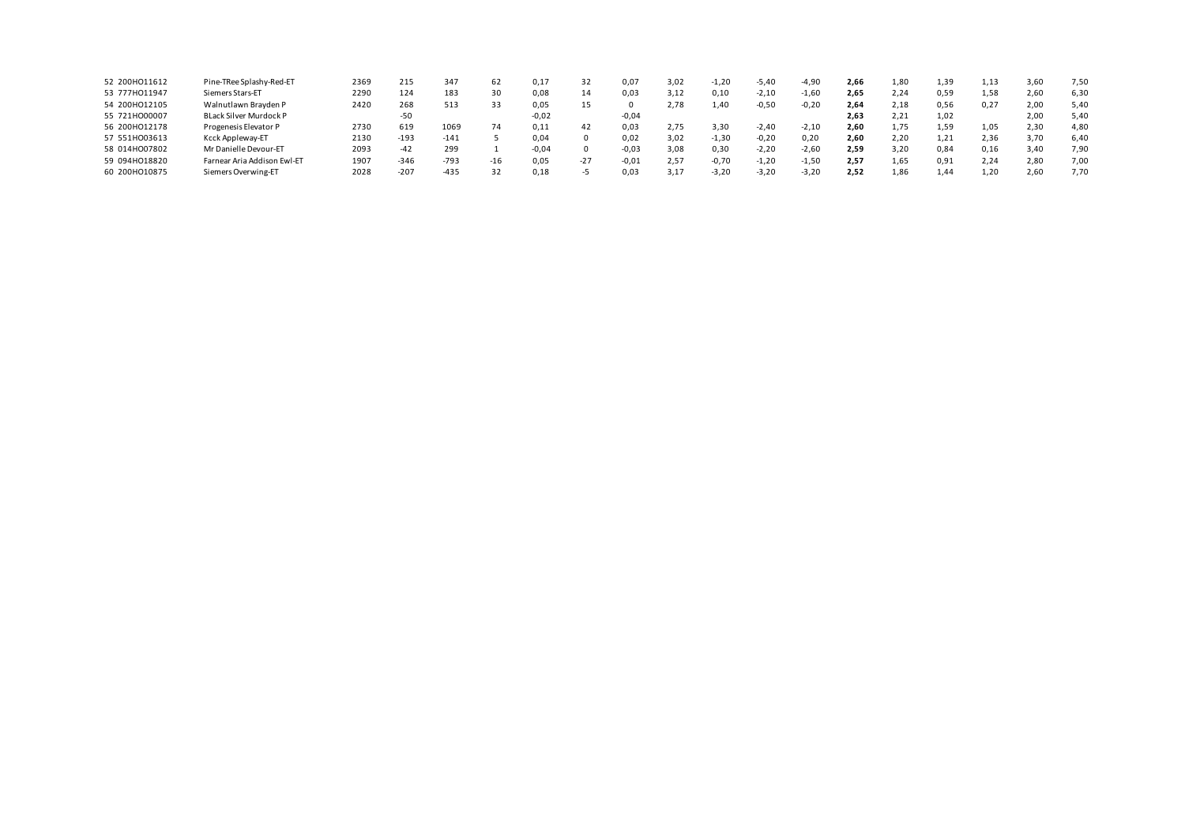| | | | | | | | | | | | | | | | | | | | |
|---|---|---|---|---|---|---|---|---|---|---|---|---|---|---|---|---|---|---|---|
| 52 | 200HO11612 | Pine-TRee Splashy-Red-ET | 2369 | 215 | 347 | 62 | 0,17 | 32 | 0,07 | 3,02 | -1,20 | -5,40 | -4,90 | **2,66** | 1,80 | 1,39 | 1,13 | 3,60 | 7,50 |
| 53 | 777HO11947 | Siemers Stars-ET | 2290 | 124 | 183 | 30 | 0,08 | 14 | 0,03 | 3,12 | 0,10 | -2,10 | -1,60 | **2,65** | 2,24 | 0,59 | 1,58 | 2,60 | 6,30 |
| 54 | 200HO12105 | Walnutlawn Brayden P | 2420 | 268 | 513 | 33 | 0,05 | 15 | 0 | 2,78 | 1,40 | -0,50 | -0,20 | **2,64** | 2,18 | 0,56 | 0,27 | 2,00 | 5,40 |
| 55 | 721HO00007 | BLack Silver Murdock P | | -50 | | | -0,02 | | -0,04 | | | | | **2,63** | 2,21 | 1,02 | | 2,00 | 5,40 |
| 56 | 200HO12178 | Progenesis Elevator P | 2730 | 619 | 1069 | 74 | 0,11 | 42 | 0,03 | 2,75 | 3,30 | -2,40 | -2,10 | **2,60** | 1,75 | 1,59 | 1,05 | 2,30 | 4,80 |
| 57 | 551HO03613 | Kcck Appleway-ET | 2130 | -193 | -141 | 5 | 0,04 | 0 | 0,02 | 3,02 | -1,30 | -0,20 | 0,20 | **2,60** | 2,20 | 1,21 | 2,36 | 3,70 | 6,40 |
| 58 | 014HO07802 | Mr Danielle Devour-ET | 2093 | -42 | 299 | 1 | -0,04 | 0 | -0,03 | 3,08 | 0,30 | -2,20 | -2,60 | **2,59** | 3,20 | 0,84 | 0,16 | 3,40 | 7,90 |
| 59 | 094HO18820 | Farnear Aria Addison Ewl-ET | 1907 | -346 | -793 | -16 | 0,05 | -27 | -0,01 | 2,57 | -0,70 | -1,20 | -1,50 | **2,57** | 1,65 | 0,91 | 2,24 | 2,80 | 7,00 |
| 60 | 200HO10875 | Siemers Overwing-ET | 2028 | -207 | -435 | 32 | 0,18 | -5 | 0,03 | 3,17 | -3,20 | -3,20 | -3,20 | **2,52** | 1,86 | 1,44 | 1,20 | 2,60 | 7,70 |